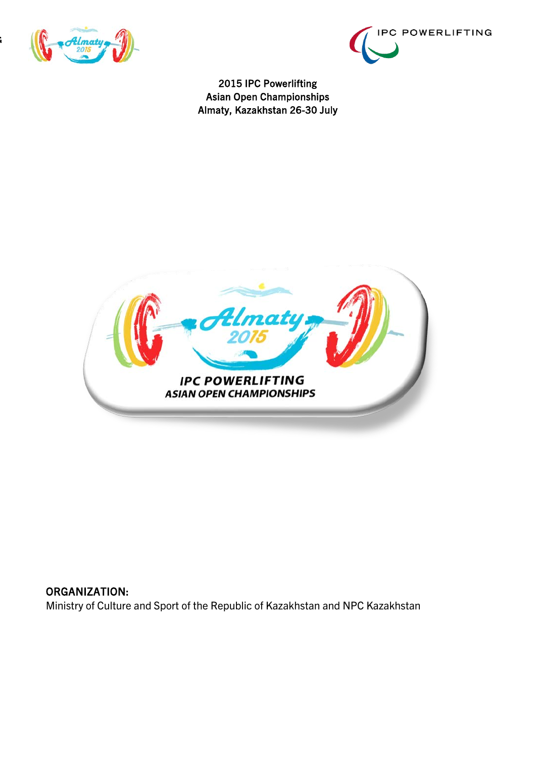2015 IPC Powerlifting
Asian Open Championships
Almaty, Kazakhstan 26-30 July

**ORGANIZATION:**

Ministry of Culture and Sport of the Republic of Kazakhstan and NPC Kazakhstan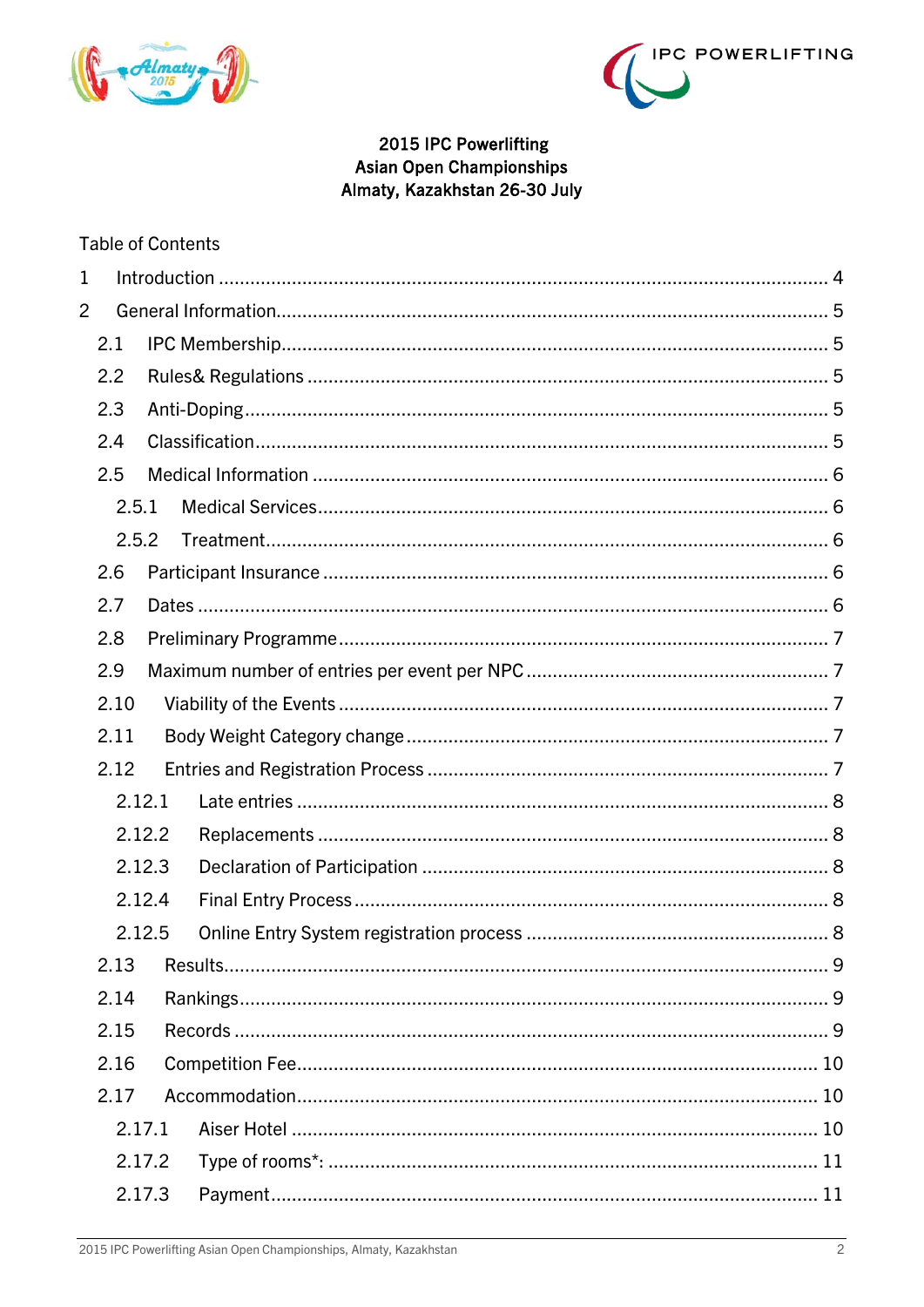2015 IPC Powerlifting
Asian Open Championships
Almaty, Kazakhstan 26-30 July

Table of Contents

1 Introduction .......... 4
2 General Information .......... 5
- 2.1 IPC Membership .......... 5
- 2.2 Rules& Regulations .......... 5
- 2.3 Anti-Doping .......... 5
- 2.4 Classification .......... 5
- 2.5 Medical Information .......... 6
  - 2.5.1 Medical Services .......... 6
  - 2.5.2 Treatment .......... 6
- 2.6 Participant Insurance .......... 6
- 2.7 Dates .......... 6
- 2.8 Preliminary Programme .......... 7
- 2.9 Maximum number of entries per event per NPC .......... 7
- 2.10 Viability of the Events .......... 7
- 2.11 Body Weight Category change .......... 7
- 2.12 Entries and Registration Process .......... 7
  - 2.12.1 Late entries .......... 8
  - 2.12.2 Replacements .......... 8
  - 2.12.3 Declaration of Participation .......... 8
  - 2.12.4 Final Entry Process .......... 8
  - 2.12.5 Online Entry System registration process .......... 8
- 2.13 Results .......... 9
- 2.14 Rankings .......... 9
- 2.15 Records .......... 9
- 2.16 Competition Fee .......... 10
- 2.17 Accommodation .......... 10
  - 2.17.1 Aiser Hotel .......... 10
  - 2.17.2 Type of rooms*: .......... 11
  - 2.17.3 Payment .......... 11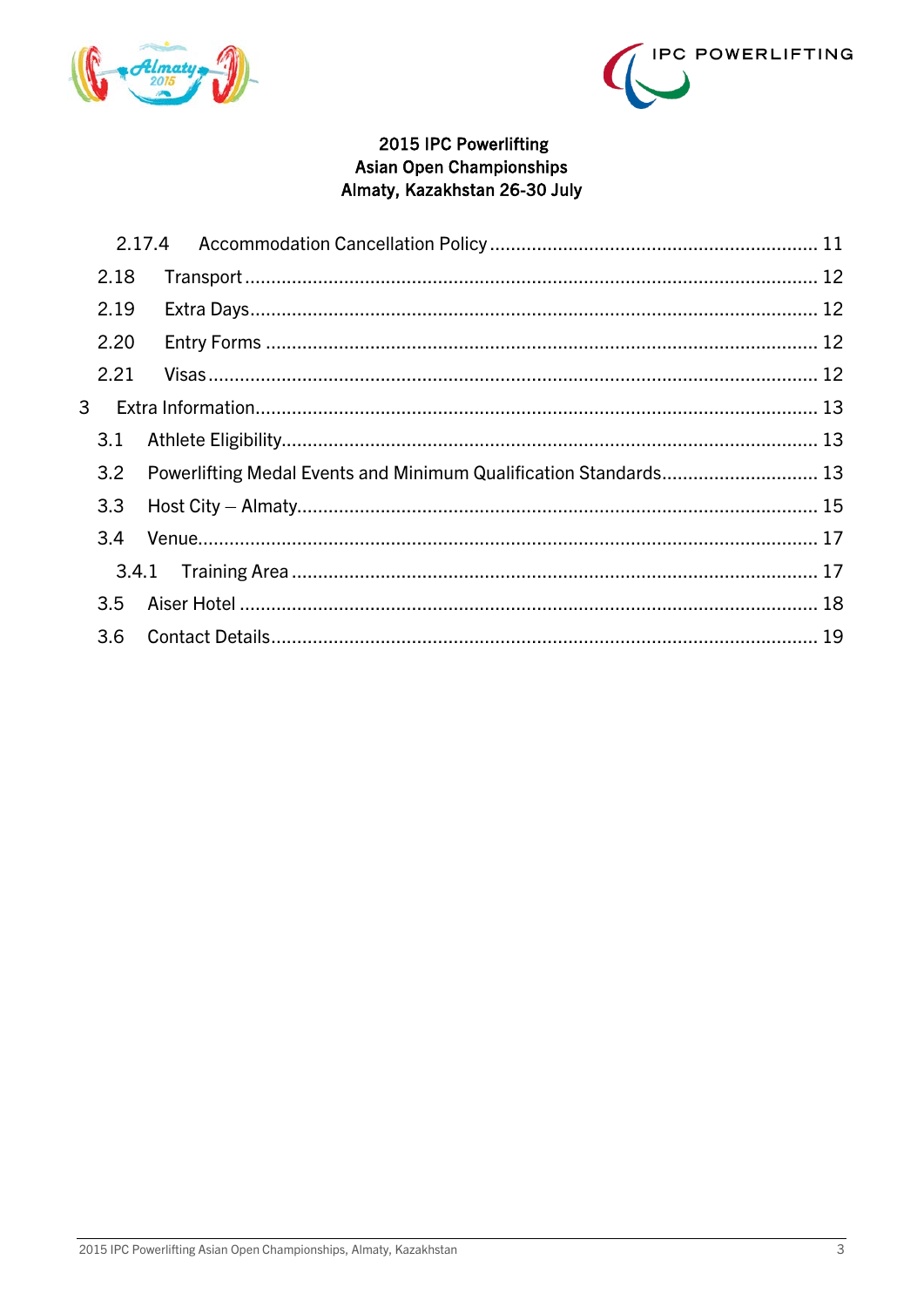**2015 IPC Powerlifting**
**Asian Open Championships**
**Almaty, Kazakhstan 26-30 July**

2.17.4 Accommodation Cancellation Policy ........ 11
2.18 Transport ........ 12
2.19 Extra Days ........ 12
2.20 Entry Forms ........ 12
2.21 Visas ........ 12
3 Extra Information ........ 13
3.1 Athlete Eligibility ........ 13
3.2 Powerlifting Medal Events and Minimum Qualification Standards ........ 13
3.3 Host City – Almaty ........ 15
3.4 Venue ........ 17
3.4.1 Training Area ........ 17
3.5 Aiser Hotel ........ 18
3.6 Contact Details ........ 19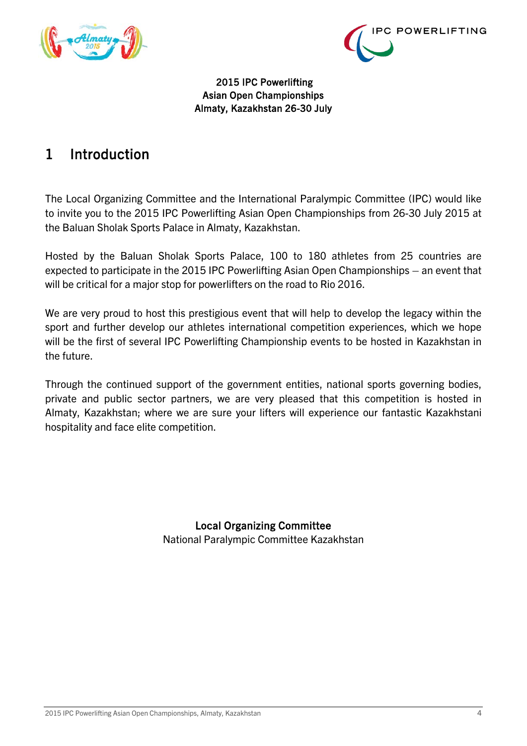**2015 IPC Powerlifting**
**Asian Open Championships**
**Almaty, Kazakhstan 26-30 July**

# 1 Introduction

The Local Organizing Committee and the International Paralympic Committee (IPC) would like to invite you to the 2015 IPC Powerlifting Asian Open Championships from 26-30 July 2015 at the Baluan Sholak Sports Palace in Almaty, Kazakhstan.

Hosted by the Baluan Sholak Sports Palace, 100 to 180 athletes from 25 countries are expected to participate in the 2015 IPC Powerlifting Asian Open Championships – an event that will be critical for a major stop for powerlifters on the road to Rio 2016.

We are very proud to host this prestigious event that will help to develop the legacy within the sport and further develop our athletes international competition experiences, which we hope will be the first of several IPC Powerlifting Championship events to be hosted in Kazakhstan in the future.

Through the continued support of the government entities, national sports governing bodies, private and public sector partners, we are very pleased that this competition is hosted in Almaty, Kazakhstan; where we are sure your lifters will experience our fantastic Kazakhstani hospitality and face elite competition.

**Local Organizing Committee**
National Paralympic Committee Kazakhstan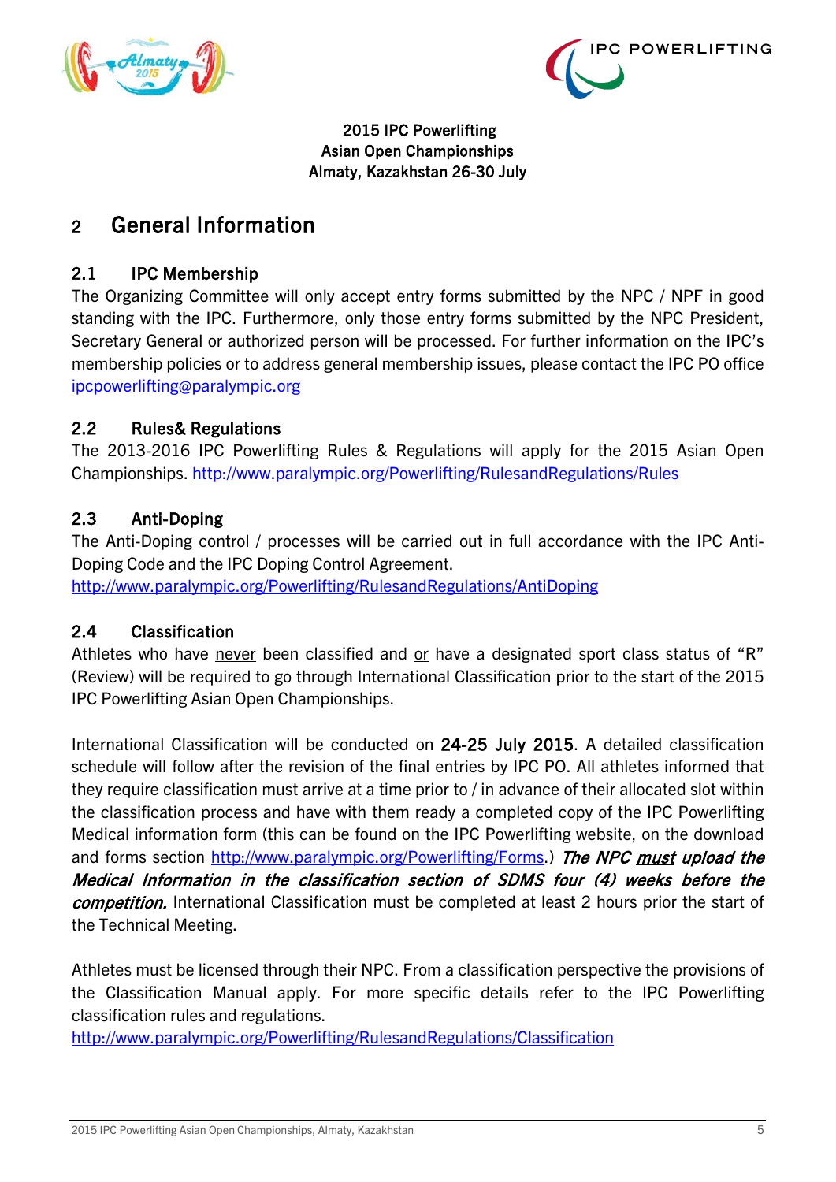2015 IPC Powerlifting
Asian Open Championships
Almaty, Kazakhstan 26-30 July

# 2 General Information

## 2.1 IPC Membership

The Organizing Committee will only accept entry forms submitted by the NPC / NPF in good standing with the IPC. Furthermore, only those entry forms submitted by the NPC President, Secretary General or authorized person will be processed. For further information on the IPC's membership policies or to address general membership issues, please contact the IPC PO office ipcpowerlifting@paralympic.org

## 2.2 Rules& Regulations

The 2013-2016 IPC Powerlifting Rules & Regulations will apply for the 2015 Asian Open Championships. http://www.paralympic.org/Powerlifting/RulesandRegulations/Rules

## 2.3 Anti-Doping

The Anti-Doping control / processes will be carried out in full accordance with the IPC Anti-Doping Code and the IPC Doping Control Agreement.
http://www.paralympic.org/Powerlifting/RulesandRegulations/AntiDoping

## 2.4 Classification

Athletes who have never been classified and or have a designated sport class status of "R" (Review) will be required to go through International Classification prior to the start of the 2015 IPC Powerlifting Asian Open Championships.

International Classification will be conducted on **24-25 July 2015**. A detailed classification schedule will follow after the revision of the final entries by IPC PO. All athletes informed that they require classification must arrive at a time prior to / in advance of their allocated slot within the classification process and have with them ready a completed copy of the IPC Powerlifting Medical information form (this can be found on the IPC Powerlifting website, on the download and forms section http://www.paralympic.org/Powerlifting/Forms.) ***The NPC must upload the Medical Information in the classification section of SDMS four (4) weeks before the competition.*** International Classification must be completed at least 2 hours prior the start of the Technical Meeting.

Athletes must be licensed through their NPC. From a classification perspective the provisions of the Classification Manual apply. For more specific details refer to the IPC Powerlifting classification rules and regulations.
http://www.paralympic.org/Powerlifting/RulesandRegulations/Classification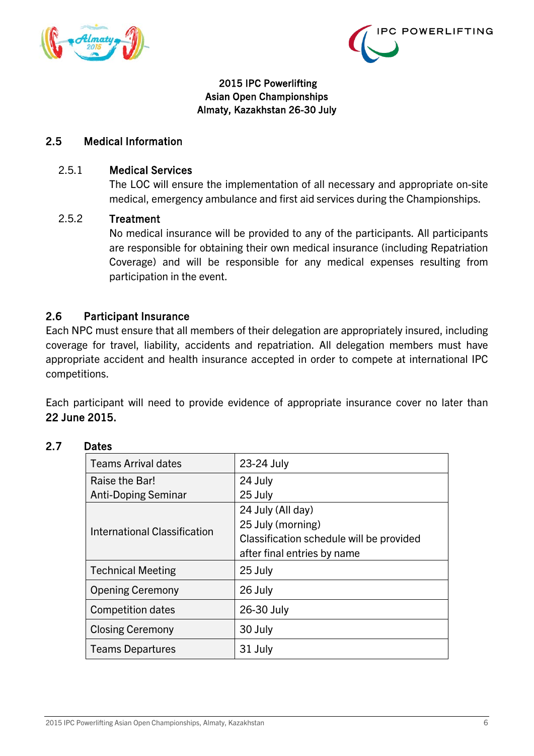2015 IPC Powerlifting
Asian Open Championships
Almaty, Kazakhstan 26-30 July

## 2.5 Medical Information

### 2.5.1 Medical Services

The LOC will ensure the implementation of all necessary and appropriate on-site medical, emergency ambulance and first aid services during the Championships.

### 2.5.2 Treatment

No medical insurance will be provided to any of the participants. All participants are responsible for obtaining their own medical insurance (including Repatriation Coverage) and will be responsible for any medical expenses resulting from participation in the event.

## 2.6 Participant Insurance

Each NPC must ensure that all members of their delegation are appropriately insured, including coverage for travel, liability, accidents and repatriation. All delegation members must have appropriate accident and health insurance accepted in order to compete at international IPC competitions.

Each participant will need to provide evidence of appropriate insurance cover no later than **22 June 2015.**

## 2.7 Dates

| | |
|---|---|
| Teams Arrival dates | 23-24 July |
| Raise the Bar!<br>Anti-Doping Seminar | 24 July<br>25 July |
| International Classification | 24 July (All day)<br>25 July (morning)<br>Classification schedule will be provided after final entries by name |
| Technical Meeting | 25 July |
| Opening Ceremony | 26 July |
| Competition dates | 26-30 July |
| Closing Ceremony | 30 July |
| Teams Departures | 31 July |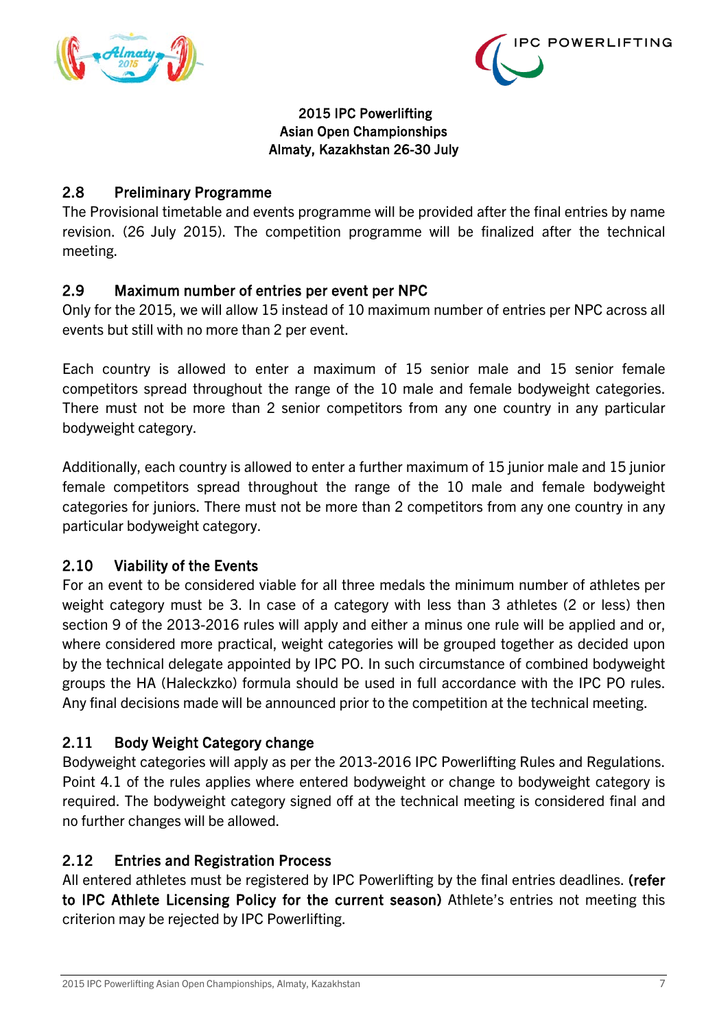2015 IPC Powerlifting
Asian Open Championships
Almaty, Kazakhstan 26-30 July

## 2.8 Preliminary Programme

The Provisional timetable and events programme will be provided after the final entries by name revision. (26 July 2015). The competition programme will be finalized after the technical meeting.

## 2.9 Maximum number of entries per event per NPC

Only for the 2015, we will allow 15 instead of 10 maximum number of entries per NPC across all events but still with no more than 2 per event.

Each country is allowed to enter a maximum of 15 senior male and 15 senior female competitors spread throughout the range of the 10 male and female bodyweight categories. There must not be more than 2 senior competitors from any one country in any particular bodyweight category.

Additionally, each country is allowed to enter a further maximum of 15 junior male and 15 junior female competitors spread throughout the range of the 10 male and female bodyweight categories for juniors. There must not be more than 2 competitors from any one country in any particular bodyweight category.

## 2.10 Viability of the Events

For an event to be considered viable for all three medals the minimum number of athletes per weight category must be 3. In case of a category with less than 3 athletes (2 or less) then section 9 of the 2013-2016 rules will apply and either a minus one rule will be applied and or, where considered more practical, weight categories will be grouped together as decided upon by the technical delegate appointed by IPC PO. In such circumstance of combined bodyweight groups the HA (Haleckzko) formula should be used in full accordance with the IPC PO rules. Any final decisions made will be announced prior to the competition at the technical meeting.

## 2.11 Body Weight Category change

Bodyweight categories will apply as per the 2013-2016 IPC Powerlifting Rules and Regulations. Point 4.1 of the rules applies where entered bodyweight or change to bodyweight category is required. The bodyweight category signed off at the technical meeting is considered final and no further changes will be allowed.

## 2.12 Entries and Registration Process

All entered athletes must be registered by IPC Powerlifting by the final entries deadlines. **(refer to IPC Athlete Licensing Policy for the current season)** Athlete's entries not meeting this criterion may be rejected by IPC Powerlifting.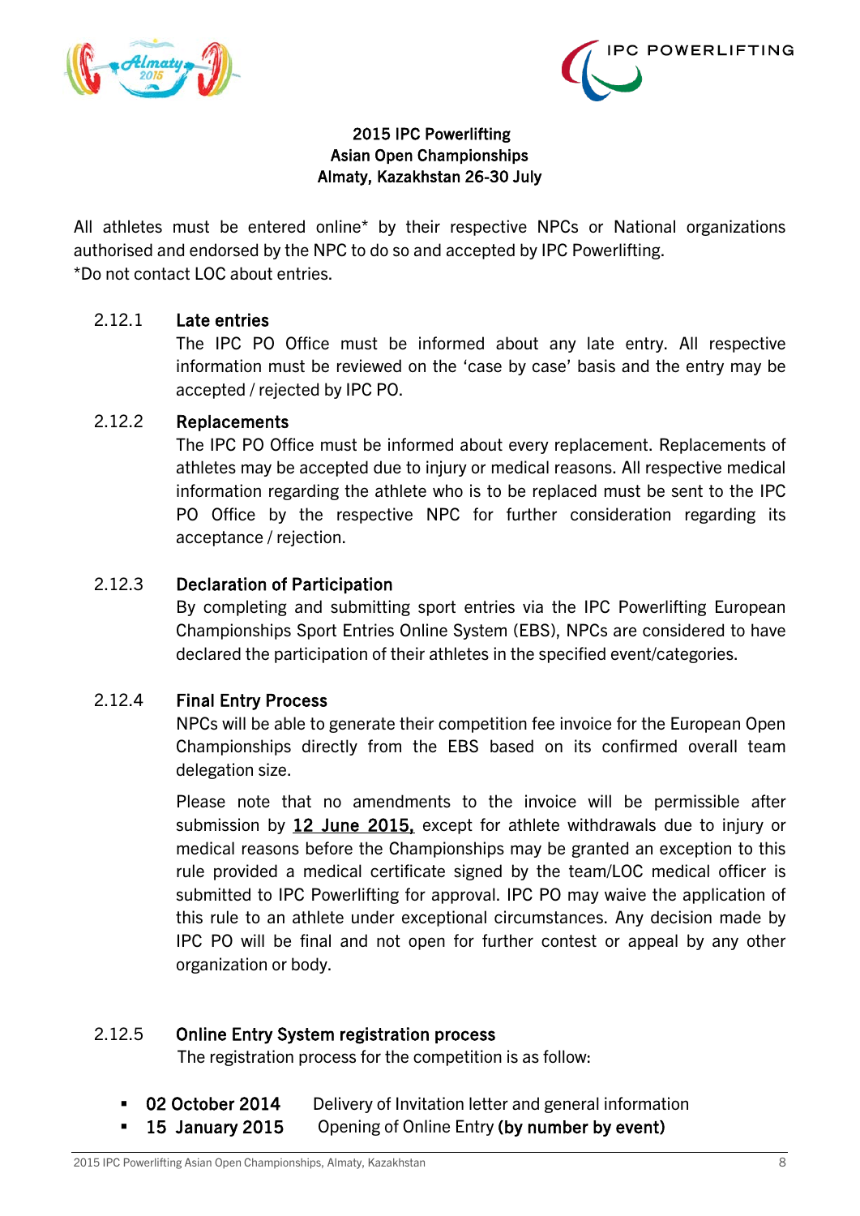**2015 IPC Powerlifting Asian Open Championships Almaty, Kazakhstan 26-30 July**

All athletes must be entered online* by their respective NPCs or National organizations authorised and endorsed by the NPC to do so and accepted by IPC Powerlifting.
*Do not contact LOC about entries.

### 2.12.1 Late entries

The IPC PO Office must be informed about any late entry. All respective information must be reviewed on the 'case by case' basis and the entry may be accepted / rejected by IPC PO.

### 2.12.2 Replacements

The IPC PO Office must be informed about every replacement. Replacements of athletes may be accepted due to injury or medical reasons. All respective medical information regarding the athlete who is to be replaced must be sent to the IPC PO Office by the respective NPC for further consideration regarding its acceptance / rejection.

### 2.12.3 Declaration of Participation

By completing and submitting sport entries via the IPC Powerlifting European Championships Sport Entries Online System (EBS), NPCs are considered to have declared the participation of their athletes in the specified event/categories.

### 2.12.4 Final Entry Process

NPCs will be able to generate their competition fee invoice for the European Open Championships directly from the EBS based on its confirmed overall team delegation size.

Please note that no amendments to the invoice will be permissible after submission by **12 June 2015,** except for athlete withdrawals due to injury or medical reasons before the Championships may be granted an exception to this rule provided a medical certificate signed by the team/LOC medical officer is submitted to IPC Powerlifting for approval. IPC PO may waive the application of this rule to an athlete under exceptional circumstances. Any decision made by IPC PO will be final and not open for further contest or appeal by any other organization or body.

### 2.12.5 Online Entry System registration process

The registration process for the competition is as follow:

- **02 October 2014** Delivery of Invitation letter and general information
- **15 January 2015** Opening of Online Entry **(by number by event)**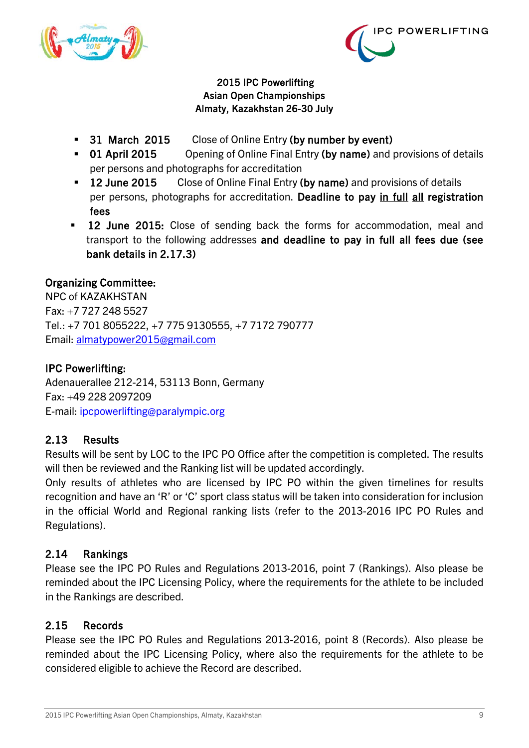**2015 IPC Powerlifting**
**Asian Open Championships**
**Almaty, Kazakhstan 26-30 July**

- **31 March 2015** Close of Online Entry **(by number by event)**
- **01 April 2015** Opening of Online Final Entry **(by name)** and provisions of details per persons and photographs for accreditation
- **12 June 2015** Close of Online Final Entry **(by name)** and provisions of details per persons, photographs for accreditation. **Deadline to pay <u>in full</u> <u>all</u> registration fees**
- **12 June 2015:** Close of sending back the forms for accommodation, meal and transport to the following addresses **and deadline to pay in full all fees due (see bank details in 2.17.3)**

**Organizing Committee:**
NPC of KAZAKHSTAN
Fax: +7 727 248 5527
Tel.: +7 701 8055222, +7 775 9130555, +7 7172 790777
Email: almatypower2015@gmail.com

**IPC Powerlifting:**
Adenauerallee 212-214, 53113 Bonn, Germany
Fax: +49 228 2097209
E-mail: ipcpowerlifting@paralympic.org

## 2.13 Results

Results will be sent by LOC to the IPC PO Office after the competition is completed. The results will then be reviewed and the Ranking list will be updated accordingly.
Only results of athletes who are licensed by IPC PO within the given timelines for results recognition and have an 'R' or 'C' sport class status will be taken into consideration for inclusion in the official World and Regional ranking lists (refer to the 2013-2016 IPC PO Rules and Regulations).

## 2.14 Rankings

Please see the IPC PO Rules and Regulations 2013-2016, point 7 (Rankings). Also please be reminded about the IPC Licensing Policy, where the requirements for the athlete to be included in the Rankings are described.

## 2.15 Records

Please see the IPC PO Rules and Regulations 2013-2016, point 8 (Records). Also please be reminded about the IPC Licensing Policy, where also the requirements for the athlete to be considered eligible to achieve the Record are described.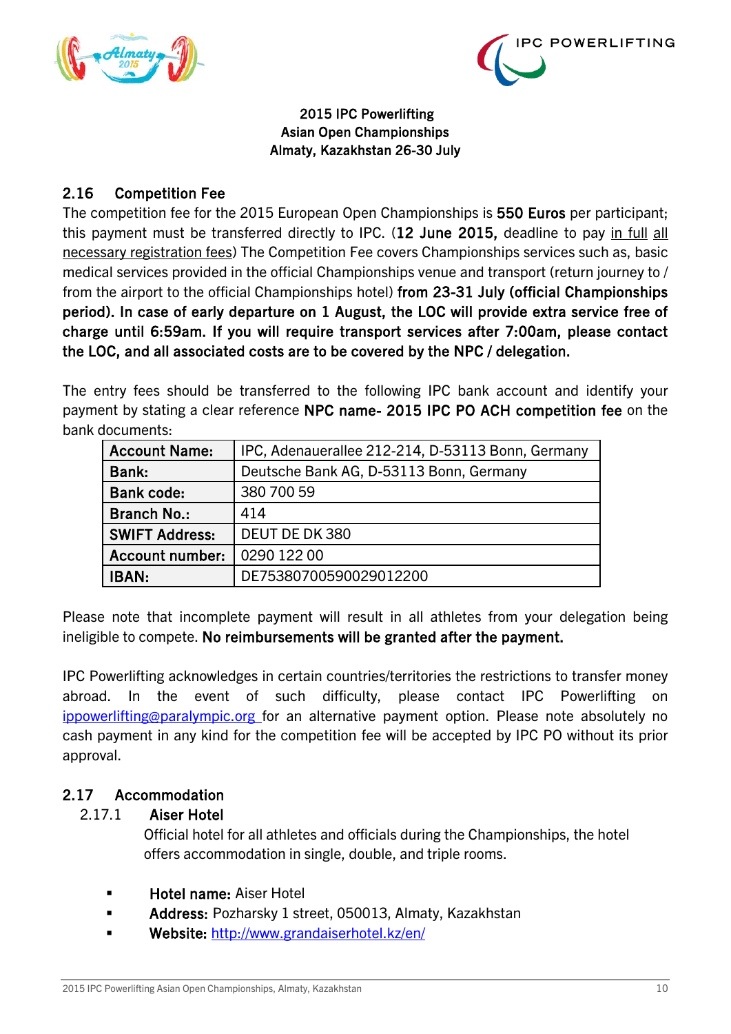**2015 IPC Powerlifting**
**Asian Open Championships**
**Almaty, Kazakhstan 26-30 July**

## 2.16 Competition Fee

The competition fee for the 2015 European Open Championships is **550 Euros** per participant; this payment must be transferred directly to IPC. (**12 June 2015,** deadline to pay in full all necessary registration fees) The Competition Fee covers Championships services such as, basic medical services provided in the official Championships venue and transport (return journey to / from the airport to the official Championships hotel) **from 23-31 July (official Championships period). In case of early departure on 1 August, the LOC will provide extra service free of charge until 6:59am. If you will require transport services after 7:00am, please contact the LOC, and all associated costs are to be covered by the NPC / delegation.**

The entry fees should be transferred to the following IPC bank account and identify your payment by stating a clear reference **NPC name- 2015 IPC PO ACH competition fee** on the bank documents:

| | |
|---|---|
| **Account Name:** | IPC, Adenauerallee 212-214, D-53113 Bonn, Germany |
| **Bank:** | Deutsche Bank AG, D-53113 Bonn, Germany |
| **Bank code:** | 380 700 59 |
| **Branch No.:** | 414 |
| **SWIFT Address:** | DEUT DE DK 380 |
| **Account number:** | 0290 122 00 |
| **IBAN:** | DE75380700590029012200 |

Please note that incomplete payment will result in all athletes from your delegation being ineligible to compete. **No reimbursements will be granted after the payment.**

IPC Powerlifting acknowledges in certain countries/territories the restrictions to transfer money abroad. In the event of such difficulty, please contact IPC Powerlifting on ippowerlifting@paralympic.org for an alternative payment option. Please note absolutely no cash payment in any kind for the competition fee will be accepted by IPC PO without its prior approval.

## 2.17 Accommodation

### 2.17.1 Aiser Hotel

Official hotel for all athletes and officials during the Championships, the hotel offers accommodation in single, double, and triple rooms.

- **Hotel name:** Aiser Hotel
- **Address:** Pozharsky 1 street, 050013, Almaty, Kazakhstan
- **Website:** http://www.grandaiserhotel.kz/en/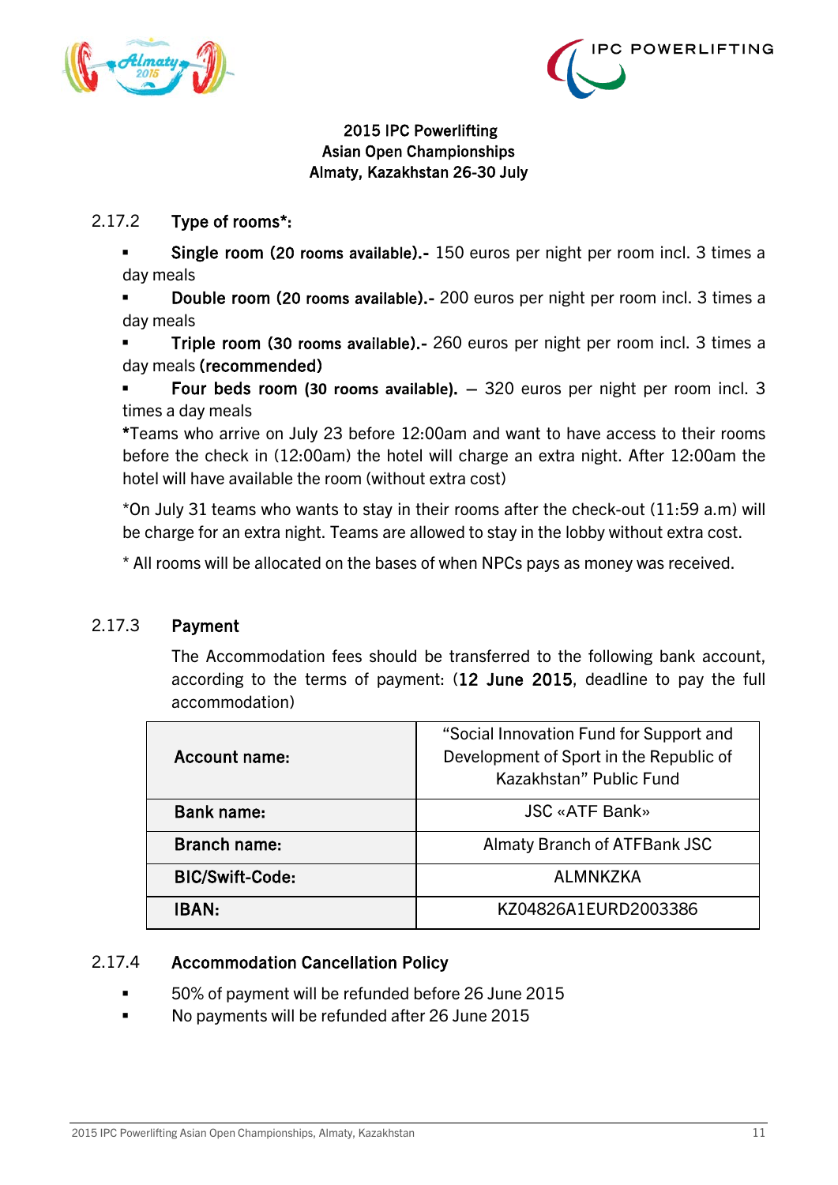2015 IPC Powerlifting
Asian Open Championships
Almaty, Kazakhstan 26-30 July

### 2.17.2 Type of rooms*:

- **Single room (20 rooms available).-** 150 euros per night per room incl. 3 times a day meals
- **Double room (20 rooms available).-** 200 euros per night per room incl. 3 times a day meals
- **Triple room (30 rooms available).-** 260 euros per night per room incl. 3 times a day meals **(recommended)**
- **Four beds room (30 rooms available).** – 320 euros per night per room incl. 3 times a day meals

**\***Teams who arrive on July 23 before 12:00am and want to have access to their rooms before the check in (12:00am) the hotel will charge an extra night. After 12:00am the hotel will have available the room (without extra cost)

*On July 31 teams who wants to stay in their rooms after the check-out (11:59 a.m) will be charge for an extra night. Teams are allowed to stay in the lobby without extra cost.

* All rooms will be allocated on the bases of when NPCs pays as money was received.

### 2.17.3 Payment

The Accommodation fees should be transferred to the following bank account, according to the terms of payment: (**12 June 2015**, deadline to pay the full accommodation)

| | |
|---|---|
| **Account name:** | "Social Innovation Fund for Support and Development of Sport in the Republic of Kazakhstan" Public Fund |
| **Bank name:** | JSC «ATF Bank» |
| **Branch name:** | Almaty Branch of ATFBank JSC |
| **BIC/Swift-Code:** | ALMNKZKA |
| **IBAN:** | KZ04826A1EURD2003386 |

### 2.17.4 Accommodation Cancellation Policy

- 50% of payment will be refunded before 26 June 2015
- No payments will be refunded after 26 June 2015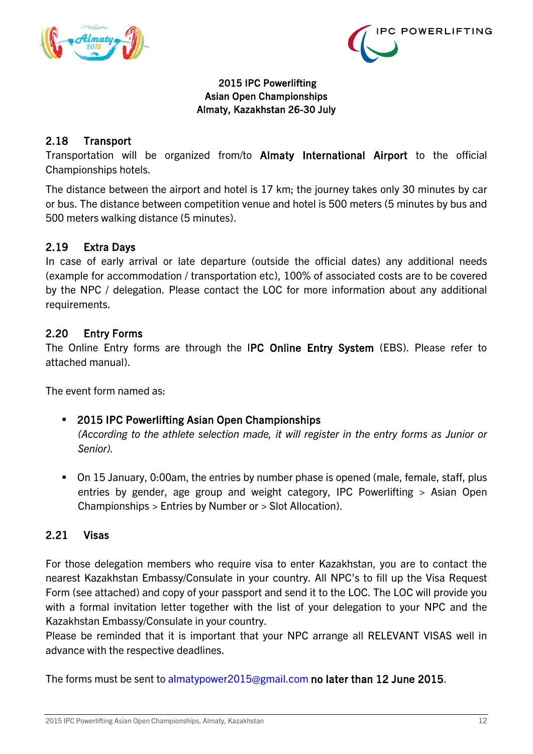2015 IPC Powerlifting
Asian Open Championships
Almaty, Kazakhstan 26-30 July

## 2.18 Transport

Transportation will be organized from/to **Almaty International Airport** to the official Championships hotels.

The distance between the airport and hotel is 17 km; the journey takes only 30 minutes by car or bus. The distance between competition venue and hotel is 500 meters (5 minutes by bus and 500 meters walking distance (5 minutes).

## 2.19 Extra Days

In case of early arrival or late departure (outside the official dates) any additional needs (example for accommodation / transportation etc), 100% of associated costs are to be covered by the NPC / delegation. Please contact the LOC for more information about any additional requirements.

## 2.20 Entry Forms

The Online Entry forms are through the **IPC Online Entry System** (EBS). Please refer to attached manual).

The event form named as:

- **2015 IPC Powerlifting Asian Open Championships**
  *(According to the athlete selection made, it will register in the entry forms as Junior or Senior).*

- On 15 January, 0:00am, the entries by number phase is opened (male, female, staff, plus entries by gender, age group and weight category, IPC Powerlifting > Asian Open Championships > Entries by Number or > Slot Allocation).

## 2.21 Visas

For those delegation members who require visa to enter Kazakhstan, you are to contact the nearest Kazakhstan Embassy/Consulate in your country. All NPC's to fill up the Visa Request Form (see attached) and copy of your passport and send it to the LOC. The LOC will provide you with a formal invitation letter together with the list of your delegation to your NPC and the Kazakhstan Embassy/Consulate in your country.
Please be reminded that it is important that your NPC arrange all RELEVANT VISAS well in advance with the respective deadlines.

The forms must be sent to almatypower2015@gmail.com **no later than 12 June 2015**.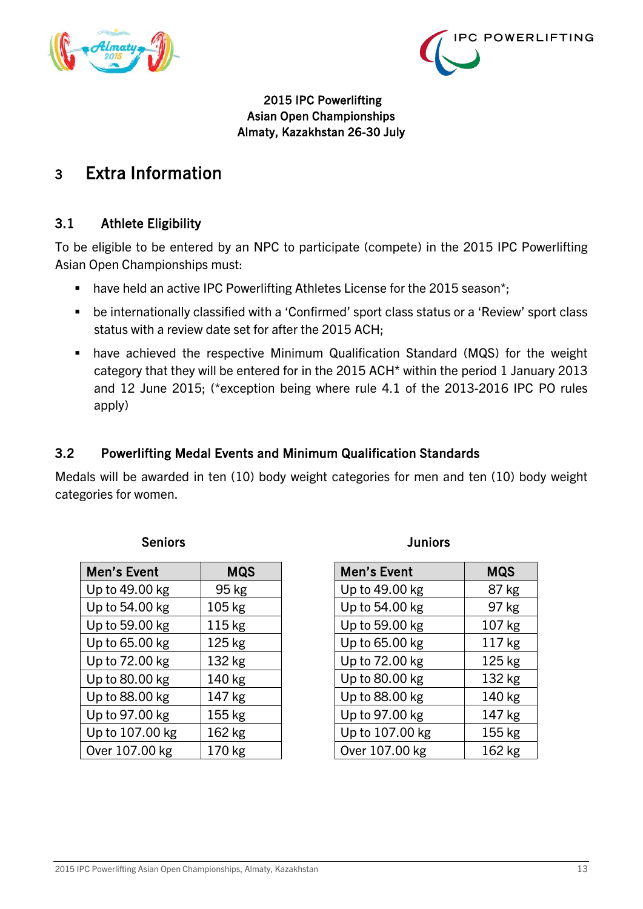2015 IPC Powerlifting
Asian Open Championships
Almaty, Kazakhstan 26-30 July

# 3 Extra Information

## 3.1 Athlete Eligibility

To be eligible to be entered by an NPC to participate (compete) in the 2015 IPC Powerlifting Asian Open Championships must:

- have held an active IPC Powerlifting Athletes License for the 2015 season*;
- be internationally classified with a 'Confirmed' sport class status or a 'Review' sport class status with a review date set for after the 2015 ACH;
- have achieved the respective Minimum Qualification Standard (MQS) for the weight category that they will be entered for in the 2015 ACH* within the period 1 January 2013 and 12 June 2015; (*exception being where rule 4.1 of the 2013-2016 IPC PO rules apply)

## 3.2 Powerlifting Medal Events and Minimum Qualification Standards

Medals will be awarded in ten (10) body weight categories for men and ten (10) body weight categories for women.

**Seniors**

| Men's Event | MQS |
|---|---|
| Up to 49.00 kg | 95 kg |
| Up to 54.00 kg | 105 kg |
| Up to 59.00 kg | 115 kg |
| Up to 65.00 kg | 125 kg |
| Up to 72.00 kg | 132 kg |
| Up to 80.00 kg | 140 kg |
| Up to 88.00 kg | 147 kg |
| Up to 97.00 kg | 155 kg |
| Up to 107.00 kg | 162 kg |
| Over 107.00 kg | 170 kg |

**Juniors**

| Men's Event | MQS |
|---|---|
| Up to 49.00 kg | 87 kg |
| Up to 54.00 kg | 97 kg |
| Up to 59.00 kg | 107 kg |
| Up to 65.00 kg | 117 kg |
| Up to 72.00 kg | 125 kg |
| Up to 80.00 kg | 132 kg |
| Up to 88.00 kg | 140 kg |
| Up to 97.00 kg | 147 kg |
| Up to 107.00 kg | 155 kg |
| Over 107.00 kg | 162 kg |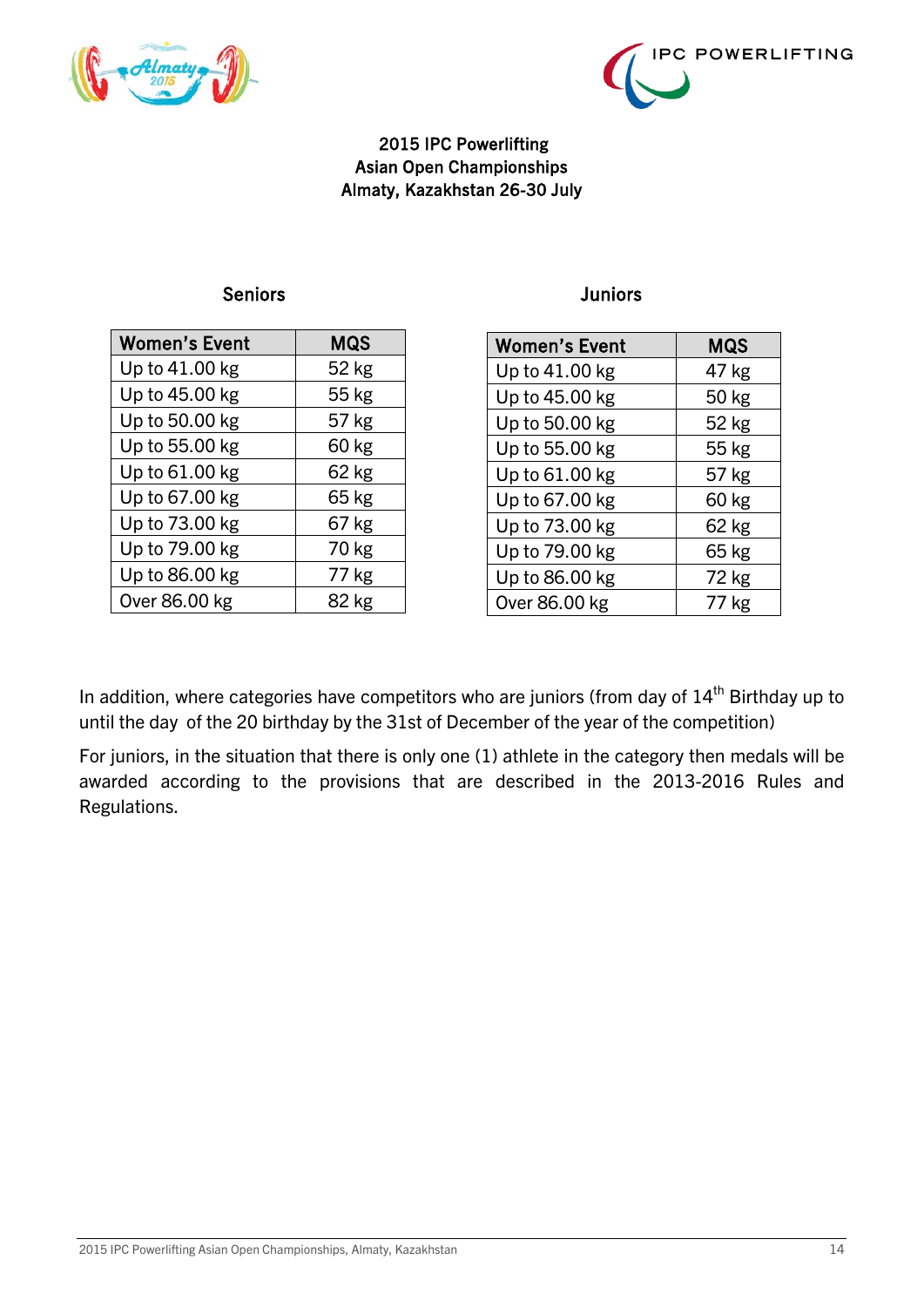2015 IPC Powerlifting
Asian Open Championships
Almaty, Kazakhstan 26-30 July

**Seniors**

| Women's Event | MQS |
|---|---|
| Up to 41.00 kg | 52 kg |
| Up to 45.00 kg | 55 kg |
| Up to 50.00 kg | 57 kg |
| Up to 55.00 kg | 60 kg |
| Up to 61.00 kg | 62 kg |
| Up to 67.00 kg | 65 kg |
| Up to 73.00 kg | 67 kg |
| Up to 79.00 kg | 70 kg |
| Up to 86.00 kg | 77 kg |
| Over 86.00 kg | 82 kg |

**Juniors**

| Women's Event | MQS |
|---|---|
| Up to 41.00 kg | 47 kg |
| Up to 45.00 kg | 50 kg |
| Up to 50.00 kg | 52 kg |
| Up to 55.00 kg | 55 kg |
| Up to 61.00 kg | 57 kg |
| Up to 67.00 kg | 60 kg |
| Up to 73.00 kg | 62 kg |
| Up to 79.00 kg | 65 kg |
| Up to 86.00 kg | 72 kg |
| Over 86.00 kg | 77 kg |

In addition, where categories have competitors who are juniors (from day of 14th Birthday up to until the day of the 20 birthday by the 31st of December of the year of the competition)

For juniors, in the situation that there is only one (1) athlete in the category then medals will be awarded according to the provisions that are described in the 2013-2016 Rules and Regulations.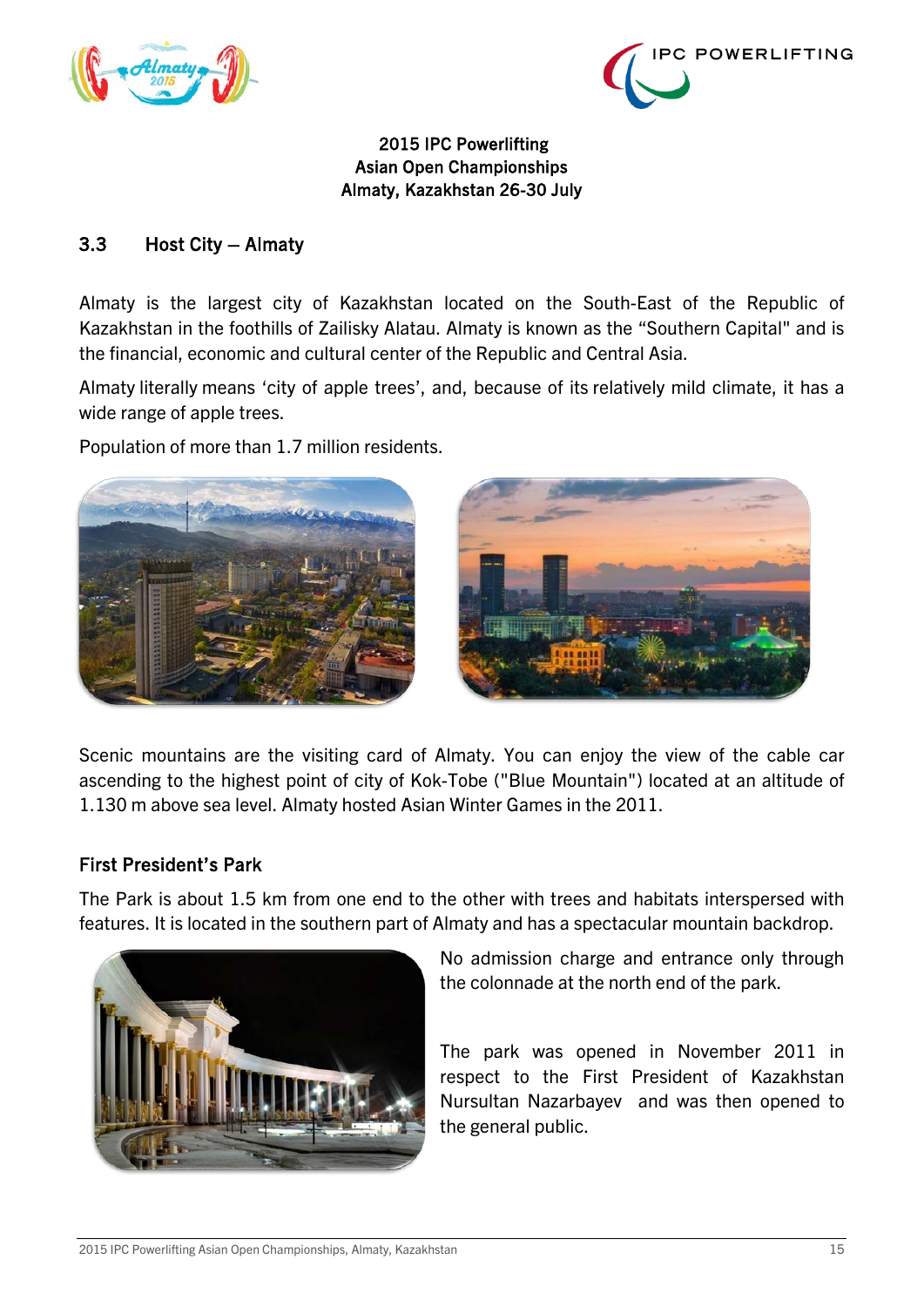2015 IPC Powerlifting
Asian Open Championships
Almaty, Kazakhstan 26-30 July

## 3.3 Host City – Almaty

Almaty is the largest city of Kazakhstan located on the South-East of the Republic of Kazakhstan in the foothills of Zailisky Alatau. Almaty is known as the "Southern Capital" and is the financial, economic and cultural center of the Republic and Central Asia.

Almaty literally means 'city of apple trees', and, because of its relatively mild climate, it has a wide range of apple trees.

Population of more than 1.7 million residents.

Scenic mountains are the visiting card of Almaty. You can enjoy the view of the cable car ascending to the highest point of city of Kok-Tobe ("Blue Mountain") located at an altitude of 1.130 m above sea level. Almaty hosted Asian Winter Games in the 2011.

### First President's Park

The Park is about 1.5 km from one end to the other with trees and habitats interspersed with features. It is located in the southern part of Almaty and has a spectacular mountain backdrop.

No admission charge and entrance only through the colonnade at the north end of the park.

The park was opened in November 2011 in respect to the First President of Kazakhstan Nursultan Nazarbayev and was then opened to the general public.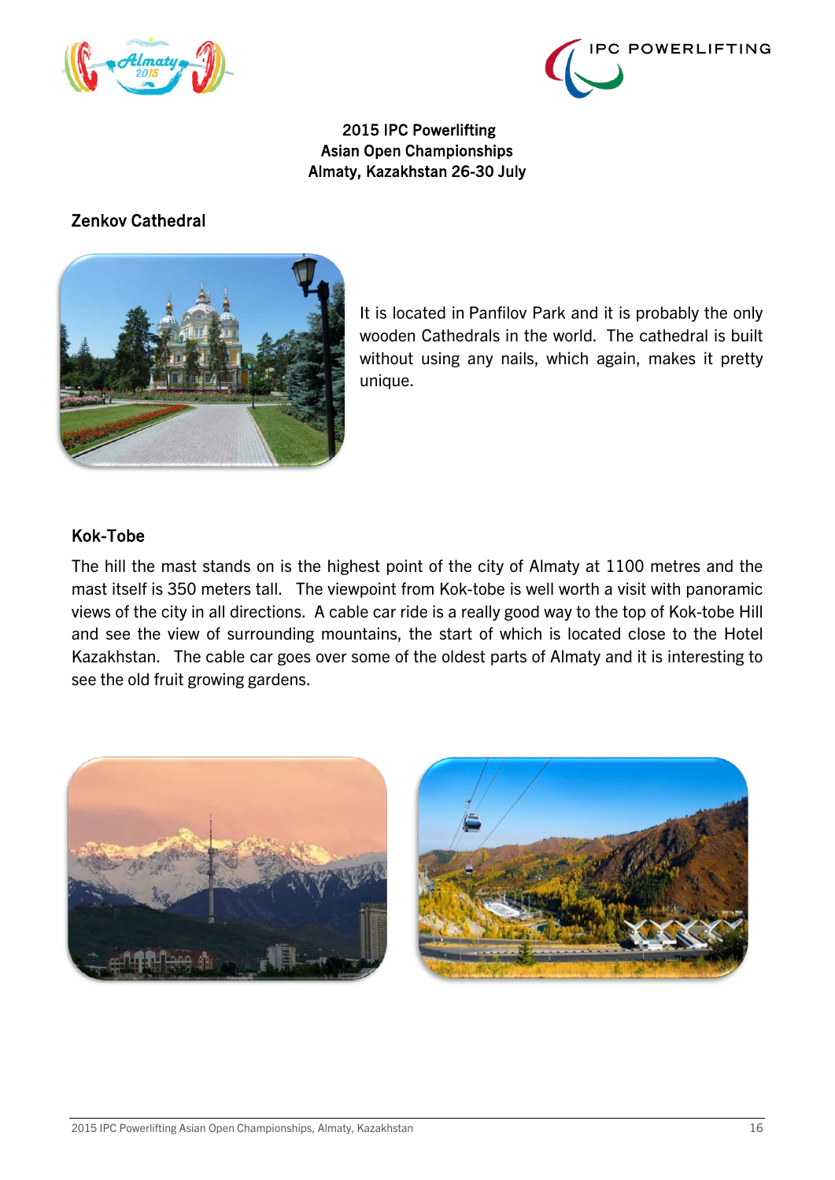2015 IPC Powerlifting
Asian Open Championships
Almaty, Kazakhstan 26-30 July

## Zenkov Cathedral

It is located in Panfilov Park and it is probably the only wooden Cathedrals in the world. The cathedral is built without using any nails, which again, makes it pretty unique.

## Kok-Tobe

The hill the mast stands on is the highest point of the city of Almaty at 1100 metres and the mast itself is 350 meters tall. The viewpoint from Kok-tobe is well worth a visit with panoramic views of the city in all directions. A cable car ride is a really good way to the top of Kok-tobe Hill and see the view of surrounding mountains, the start of which is located close to the Hotel Kazakhstan. The cable car goes over some of the oldest parts of Almaty and it is interesting to see the old fruit growing gardens.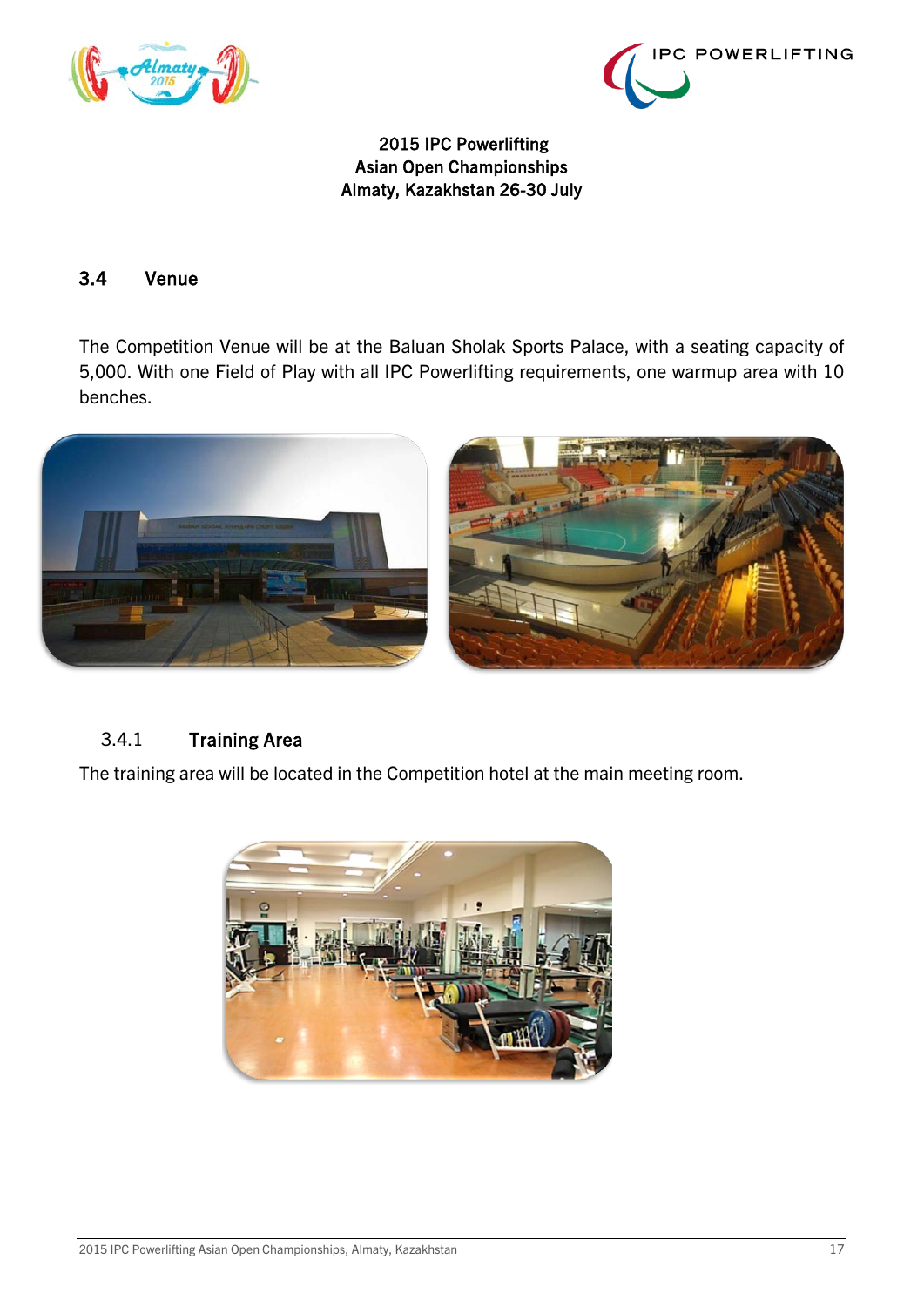2015 IPC Powerlifting
Asian Open Championships
Almaty, Kazakhstan 26-30 July

## 3.4 Venue

The Competition Venue will be at the Baluan Sholak Sports Palace, with a seating capacity of 5,000. With one Field of Play with all IPC Powerlifting requirements, one warmup area with 10 benches.

### 3.4.1 Training Area

The training area will be located in the Competition hotel at the main meeting room.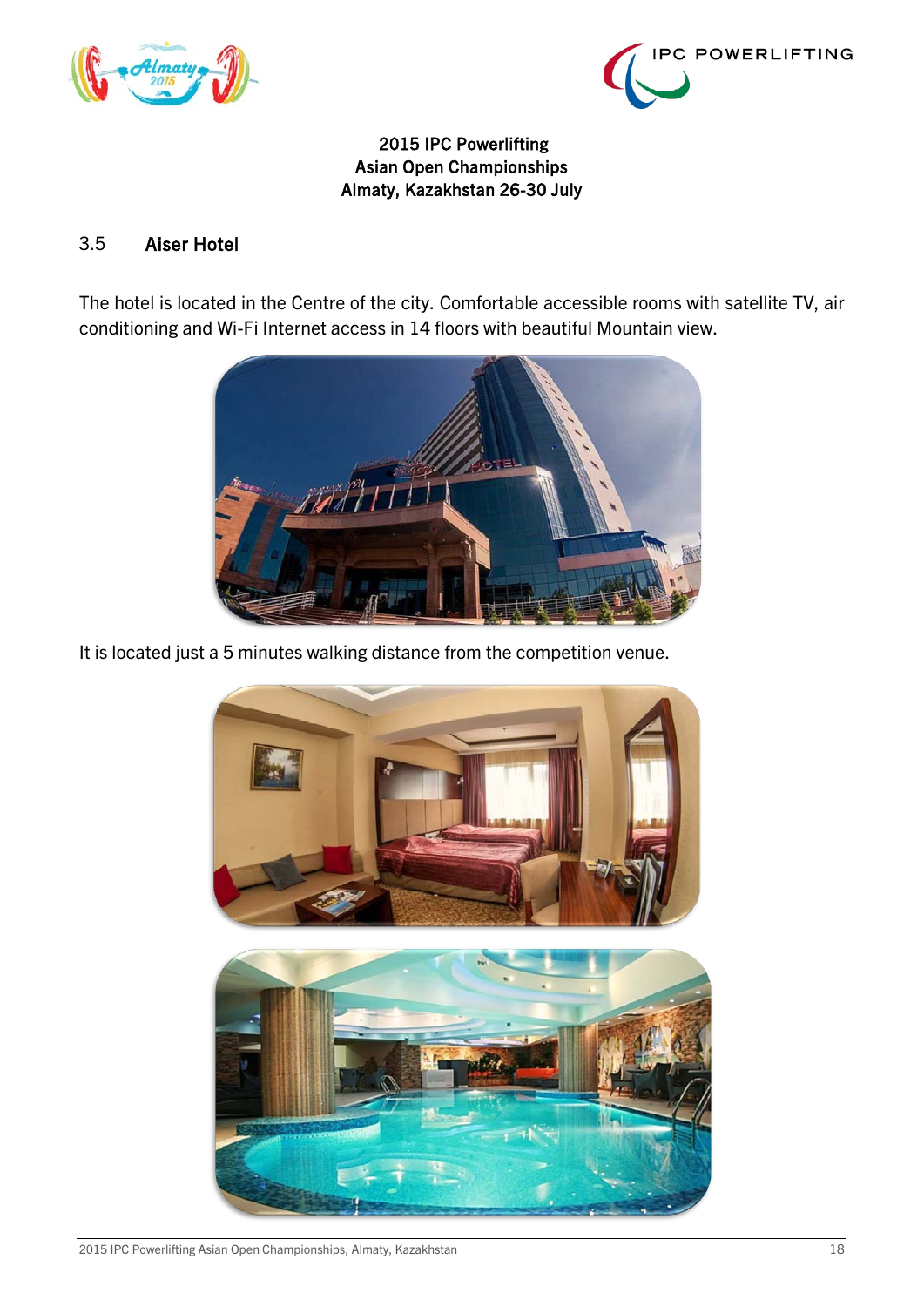2015 IPC Powerlifting
Asian Open Championships
Almaty, Kazakhstan 26-30 July

## 3.5 Aiser Hotel

The hotel is located in the Centre of the city. Comfortable accessible rooms with satellite TV, air conditioning and Wi-Fi Internet access in 14 floors with beautiful Mountain view.

It is located just a 5 minutes walking distance from the competition venue.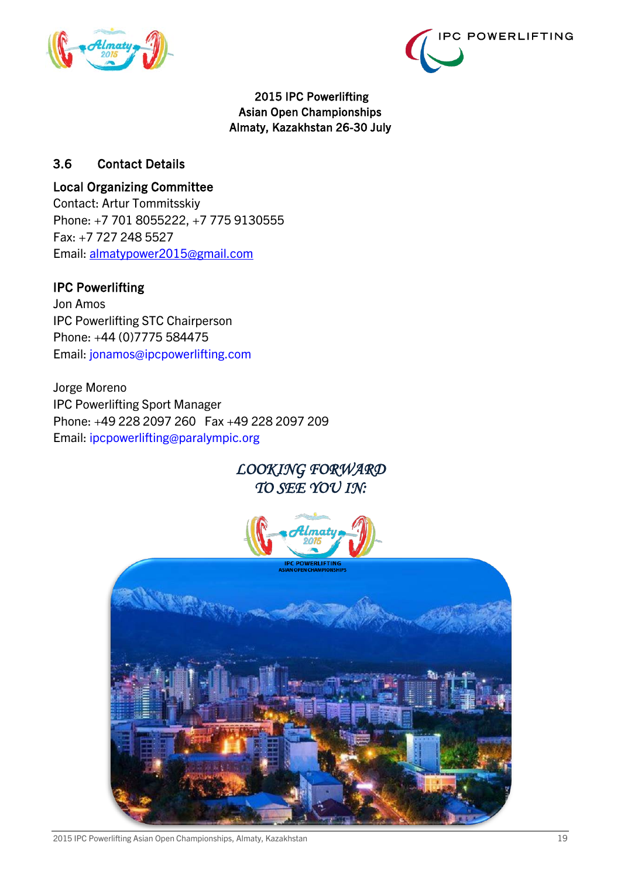2015 IPC Powerlifting
Asian Open Championships
Almaty, Kazakhstan 26-30 July

## 3.6 Contact Details

**Local Organizing Committee**
Contact: Artur Tommitsskiy
Phone: +7 701 8055222, +7 775 9130555
Fax: +7 727 248 5527
Email: almatypower2015@gmail.com

**IPC Powerlifting**
Jon Amos
IPC Powerlifting STC Chairperson
Phone: +44 (0)7775 584475
Email: jonamos@ipcpowerlifting.com

Jorge Moreno
IPC Powerlifting Sport Manager
Phone: +49 228 2097 260 Fax +49 228 2097 209
Email: ipcpowerlifting@paralympic.org

*LOOKING FORWARD*
*TO SEE YOU IN:*